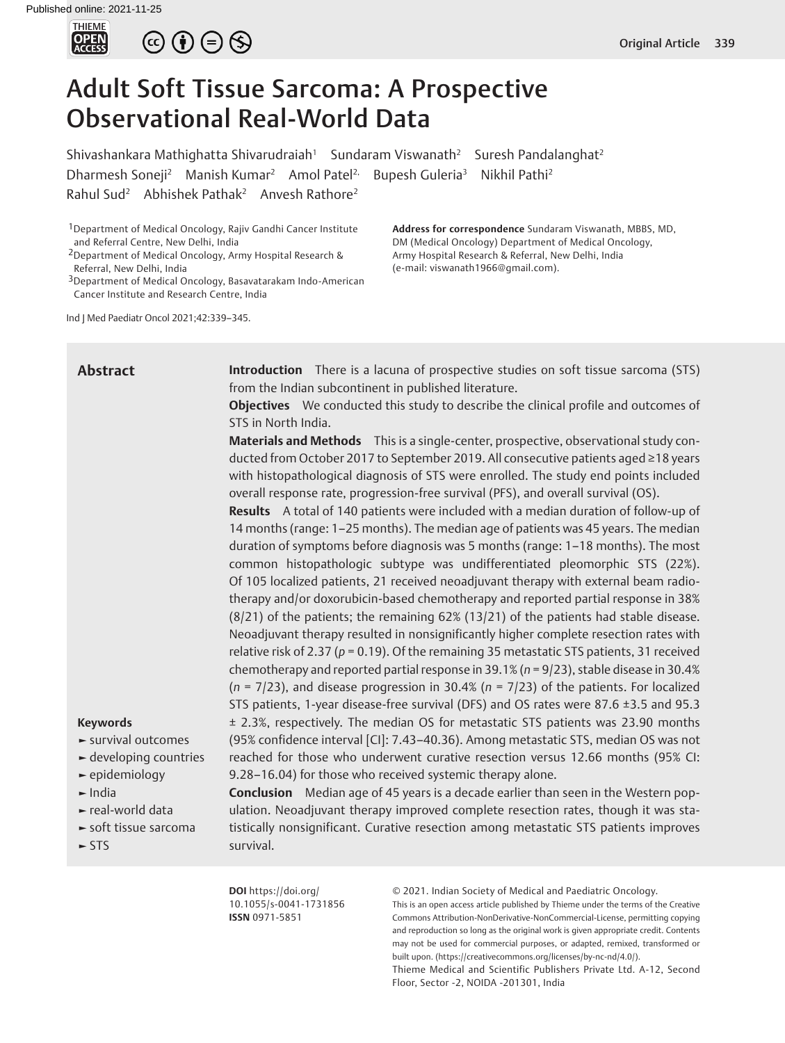Published online: 2021-11-25

# Adult Soft Tissue Sarcoma: A Prospective Observational Real-World Data

Shivashankara Mathighatta Shivarudraiah[1] Sundaram Viswanath[2] Suresh Pandalanghat[2] Dharmesh Soneji[2] Manish Kumar[2] Amol Patel[2] Bupesh Guleria[3] Nikhil Pathi[2] Rahul Sud[2] Abhishek Pathak[2] Anvesh Rathore[2]

[1]Department of Medical Oncology, Rajiv Gandhi Cancer Institute and Referral Centre, New Delhi, India
[2]Department of Medical Oncology, Army Hospital Research & Referral, New Delhi, India
[3]Department of Medical Oncology, Basavatarakam Indo-American Cancer Institute and Research Centre, India

**Address for correspondence** Sundaram Viswanath, MBBS, MD, DM (Medical Oncology) Department of Medical Oncology, Army Hospital Research & Referral, New Delhi, India (e-mail: viswanath1966@gmail.com).

Ind J Med Paediatr Oncol 2021;42:339–345.

## Abstract

**Introduction** There is a lacuna of prospective studies on soft tissue sarcoma (STS) from the Indian subcontinent in published literature.

**Objectives** We conducted this study to describe the clinical profile and outcomes of STS in North India.

**Materials and Methods** This is a single-center, prospective, observational study conducted from October 2017 to September 2019. All consecutive patients aged ≥18 years with histopathological diagnosis of STS were enrolled. The study end points included overall response rate, progression-free survival (PFS), and overall survival (OS).

**Results** A total of 140 patients were included with a median duration of follow-up of 14 months (range: 1–25 months). The median age of patients was 45 years. The median duration of symptoms before diagnosis was 5 months (range: 1–18 months). The most common histopathologic subtype was undifferentiated pleomorphic STS (22%). Of 105 localized patients, 21 received neoadjuvant therapy with external beam radiotherapy and/or doxorubicin-based chemotherapy and reported partial response in 38% (8/21) of the patients; the remaining 62% (13/21) of the patients had stable disease. Neoadjuvant therapy resulted in nonsignificantly higher complete resection rates with relative risk of 2.37 ($p = 0.19$). Of the remaining 35 metastatic STS patients, 31 received chemotherapy and reported partial response in 39.1% ($n = 9/23$), stable disease in 30.4% ($n = 7/23$), and disease progression in 30.4% ($n = 7/23$) of the patients. For localized STS patients, 1-year disease-free survival (DFS) and OS rates were 87.6 ±3.5 and 95.3 ± 2.3%, respectively. The median OS for metastatic STS patients was 23.90 months (95% confidence interval [CI]: 7.43–40.36). Among metastatic STS, median OS was not reached for those who underwent curative resection versus 12.66 months (95% CI: 9.28–16.04) for those who received systemic therapy alone.

**Conclusion** Median age of 45 years is a decade earlier than seen in the Western population. Neoadjuvant therapy improved complete resection rates, though it was statistically nonsignificant. Curative resection among metastatic STS patients improves survival.

**Keywords**
- survival outcomes
- developing countries
- epidemiology
- India
- real-world data
- soft tissue sarcoma
- STS

**DOI** https://doi.org/10.1055/s-0041-1731856
**ISSN** 0971-5851

© 2021. Indian Society of Medical and Paediatric Oncology.
This is an open access article published by Thieme under the terms of the Creative Commons Attribution-NonDerivative-NonCommercial-License, permitting copying and reproduction so long as the original work is given appropriate credit. Contents may not be used for commercial purposes, or adapted, remixed, transformed or built upon. (https://creativecommons.org/licenses/by-nc-nd/4.0/).
Thieme Medical and Scientific Publishers Private Ltd. A-12, Second Floor, Sector -2, NOIDA -201301, India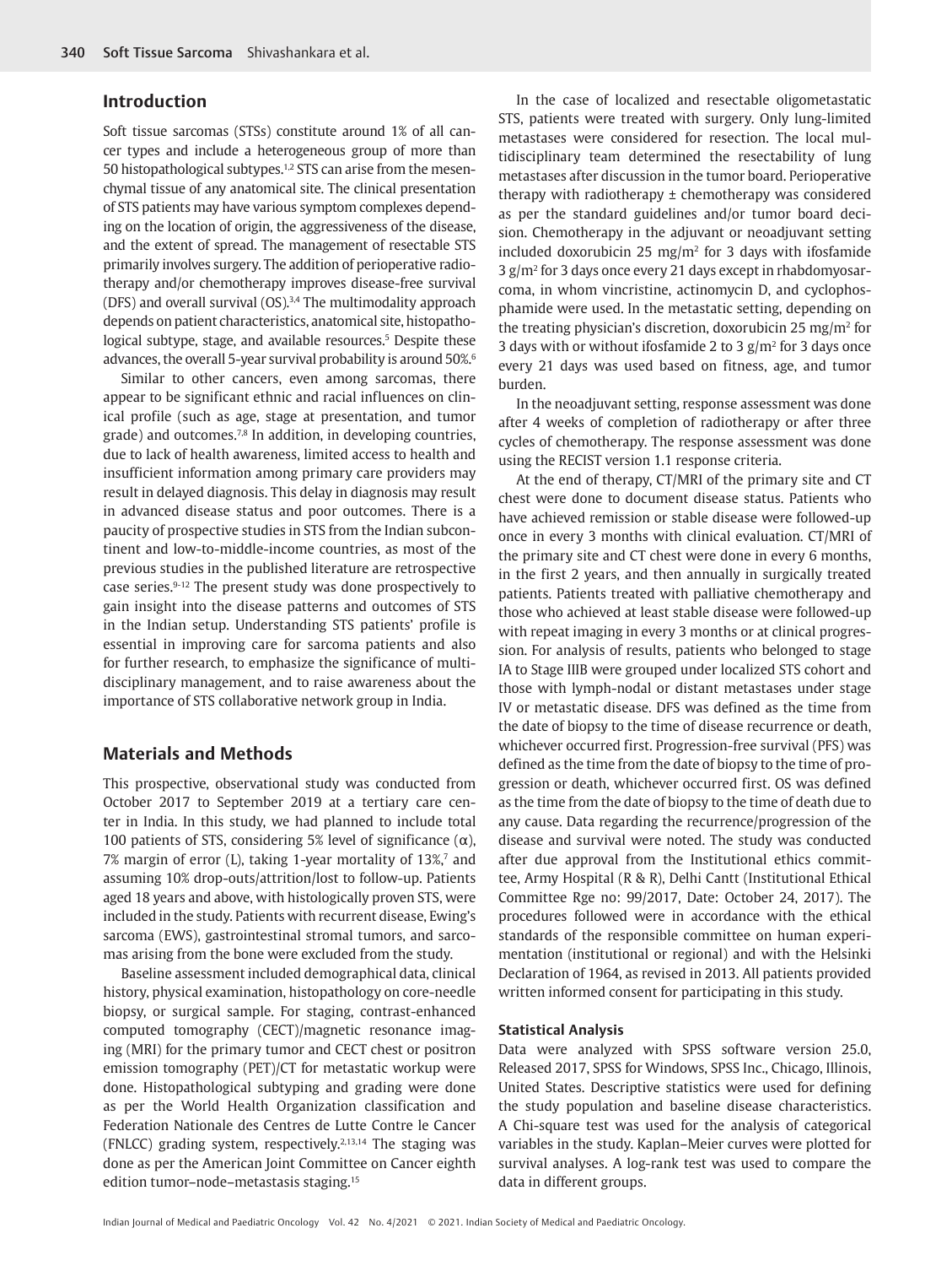## Introduction

Soft tissue sarcomas (STSs) constitute around 1% of all cancer types and include a heterogeneous group of more than 50 histopathological subtypes.[1,2] STS can arise from the mesenchymal tissue of any anatomical site. The clinical presentation of STS patients may have various symptom complexes depending on the location of origin, the aggressiveness of the disease, and the extent of spread. The management of resectable STS primarily involves surgery. The addition of perioperative radiotherapy and/or chemotherapy improves disease-free survival (DFS) and overall survival (OS).[3,4] The multimodality approach depends on patient characteristics, anatomical site, histopathological subtype, stage, and available resources.[5] Despite these advances, the overall 5-year survival probability is around 50%.[6]

Similar to other cancers, even among sarcomas, there appear to be significant ethnic and racial influences on clinical profile (such as age, stage at presentation, and tumor grade) and outcomes.[7,8] In addition, in developing countries, due to lack of health awareness, limited access to health and insufficient information among primary care providers may result in delayed diagnosis. This delay in diagnosis may result in advanced disease status and poor outcomes. There is a paucity of prospective studies in STS from the Indian subcontinent and low-to-middle-income countries, as most of the previous studies in the published literature are retrospective case series.[9-12] The present study was done prospectively to gain insight into the disease patterns and outcomes of STS in the Indian setup. Understanding STS patients' profile is essential in improving care for sarcoma patients and also for further research, to emphasize the significance of multidisciplinary management, and to raise awareness about the importance of STS collaborative network group in India.

## Materials and Methods

This prospective, observational study was conducted from October 2017 to September 2019 at a tertiary care center in India. In this study, we had planned to include total 100 patients of STS, considering 5% level of significance (α), 7% margin of error (L), taking 1-year mortality of 13%,[7] and assuming 10% drop-outs/attrition/lost to follow-up. Patients aged 18 years and above, with histologically proven STS, were included in the study. Patients with recurrent disease, Ewing's sarcoma (EWS), gastrointestinal stromal tumors, and sarcomas arising from the bone were excluded from the study.

Baseline assessment included demographical data, clinical history, physical examination, histopathology on core-needle biopsy, or surgical sample. For staging, contrast-enhanced computed tomography (CECT)/magnetic resonance imaging (MRI) for the primary tumor and CECT chest or positron emission tomography (PET)/CT for metastatic workup were done. Histopathological subtyping and grading were done as per the World Health Organization classification and Federation Nationale des Centres de Lutte Contre le Cancer (FNLCC) grading system, respectively.[2,13,14] The staging was done as per the American Joint Committee on Cancer eighth edition tumor–node–metastasis staging.[15]

In the case of localized and resectable oligometastatic STS, patients were treated with surgery. Only lung-limited metastases were considered for resection. The local multidisciplinary team determined the resectability of lung metastases after discussion in the tumor board. Perioperative therapy with radiotherapy ± chemotherapy was considered as per the standard guidelines and/or tumor board decision. Chemotherapy in the adjuvant or neoadjuvant setting included doxorubicin 25 mg/m$^2$ for 3 days with ifosfamide 3 g/m$^2$ for 3 days once every 21 days except in rhabdomyosarcoma, in whom vincristine, actinomycin D, and cyclophosphamide were used. In the metastatic setting, depending on the treating physician's discretion, doxorubicin 25 mg/m$^2$ for 3 days with or without ifosfamide 2 to 3 g/m$^2$ for 3 days once every 21 days was used based on fitness, age, and tumor burden.

In the neoadjuvant setting, response assessment was done after 4 weeks of completion of radiotherapy or after three cycles of chemotherapy. The response assessment was done using the RECIST version 1.1 response criteria.

At the end of therapy, CT/MRI of the primary site and CT chest were done to document disease status. Patients who have achieved remission or stable disease were followed-up once in every 3 months with clinical evaluation. CT/MRI of the primary site and CT chest were done in every 6 months, in the first 2 years, and then annually in surgically treated patients. Patients treated with palliative chemotherapy and those who achieved at least stable disease were followed-up with repeat imaging in every 3 months or at clinical progression. For analysis of results, patients who belonged to stage IA to Stage IIIB were grouped under localized STS cohort and those with lymph-nodal or distant metastases under stage IV or metastatic disease. DFS was defined as the time from the date of biopsy to the time of disease recurrence or death, whichever occurred first. Progression-free survival (PFS) was defined as the time from the date of biopsy to the time of progression or death, whichever occurred first. OS was defined as the time from the date of biopsy to the time of death due to any cause. Data regarding the recurrence/progression of the disease and survival were noted. The study was conducted after due approval from the Institutional ethics committee, Army Hospital (R & R), Delhi Cantt (Institutional Ethical Committee Rge no: 99/2017, Date: October 24, 2017). The procedures followed were in accordance with the ethical standards of the responsible committee on human experimentation (institutional or regional) and with the Helsinki Declaration of 1964, as revised in 2013. All patients provided written informed consent for participating in this study.

### Statistical Analysis

Data were analyzed with SPSS software version 25.0, Released 2017, SPSS for Windows, SPSS Inc., Chicago, Illinois, United States. Descriptive statistics were used for defining the study population and baseline disease characteristics. A Chi-square test was used for the analysis of categorical variables in the study. Kaplan–Meier curves were plotted for survival analyses. A log-rank test was used to compare the data in different groups.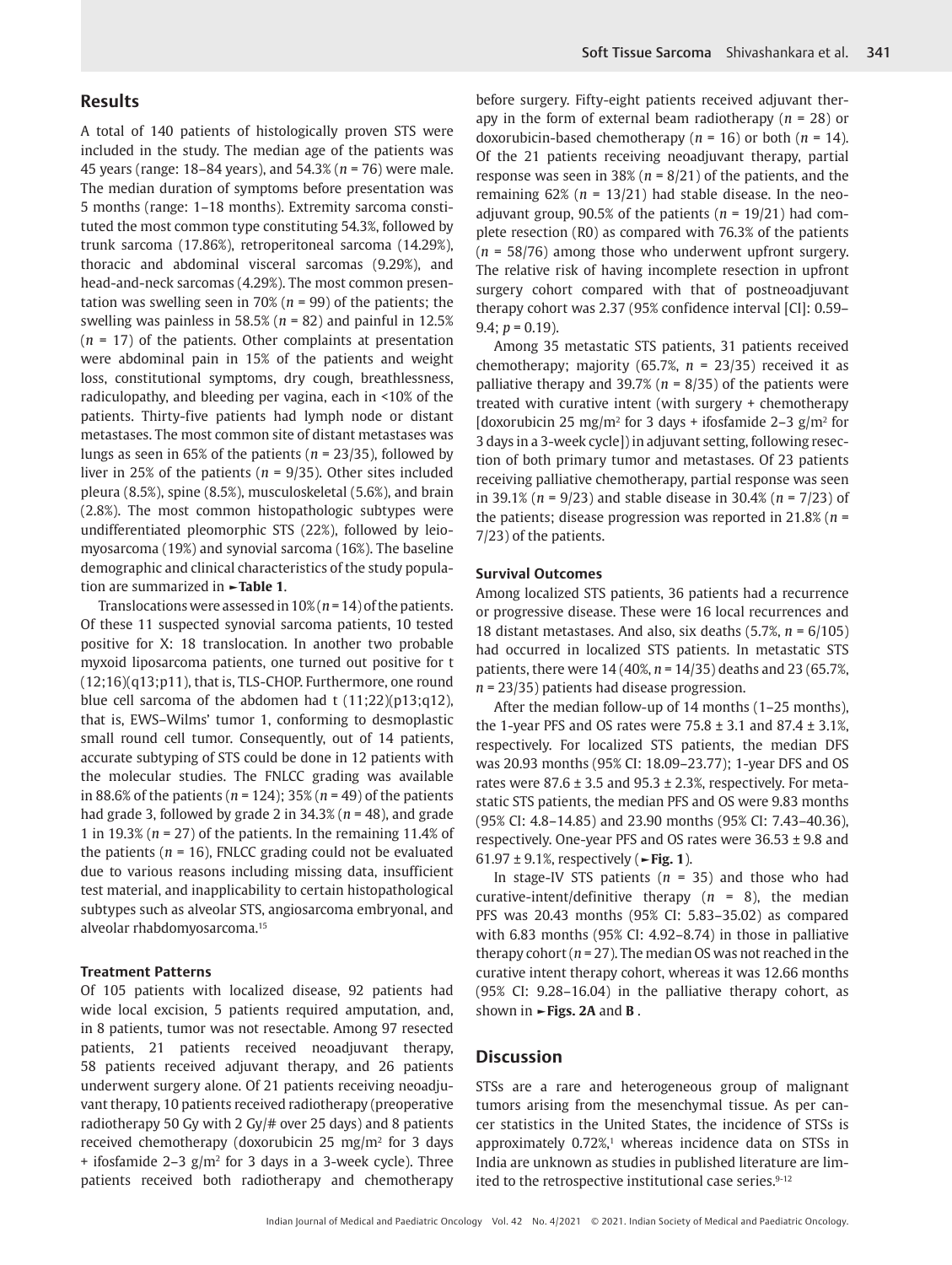## Results

A total of 140 patients of histologically proven STS were included in the study. The median age of the patients was 45 years (range: 18–84 years), and 54.3% ($n = 76$) were male. The median duration of symptoms before presentation was 5 months (range: 1–18 months). Extremity sarcoma constituted the most common type constituting 54.3%, followed by trunk sarcoma (17.86%), retroperitoneal sarcoma (14.29%), thoracic and abdominal visceral sarcomas (9.29%), and head-and-neck sarcomas (4.29%). The most common presentation was swelling seen in 70% ($n = 99$) of the patients; the swelling was painless in 58.5% ($n = 82$) and painful in 12.5% ($n = 17$) of the patients. Other complaints at presentation were abdominal pain in 15% of the patients and weight loss, constitutional symptoms, dry cough, breathlessness, radiculopathy, and bleeding per vagina, each in <10% of the patients. Thirty-five patients had lymph node or distant metastases. The most common site of distant metastases was lungs as seen in 65% of the patients ($n = 23/35$), followed by liver in 25% of the patients ($n = 9/35$). Other sites included pleura (8.5%), spine (8.5%), musculoskeletal (5.6%), and brain (2.8%). The most common histopathologic subtypes were undifferentiated pleomorphic STS (22%), followed by leiomyosarcoma (19%) and synovial sarcoma (16%). The baseline demographic and clinical characteristics of the study population are summarized in ►**Table 1**.

Translocations were assessed in 10% ($n = 14$) of the patients. Of these 11 suspected synovial sarcoma patients, 10 tested positive for X: 18 translocation. In another two probable myxoid liposarcoma patients, one turned out positive for t (12;16)(q13;p11), that is, TLS-CHOP. Furthermore, one round blue cell sarcoma of the abdomen had t (11;22)(p13;q12), that is, EWS–Wilms' tumor 1, conforming to desmoplastic small round cell tumor. Consequently, out of 14 patients, accurate subtyping of STS could be done in 12 patients with the molecular studies. The FNLCC grading was available in 88.6% of the patients ($n = 124$); 35% ($n = 49$) of the patients had grade 3, followed by grade 2 in 34.3% ($n = 48$), and grade 1 in 19.3% ($n = 27$) of the patients. In the remaining 11.4% of the patients ($n = 16$), FNLCC grading could not be evaluated due to various reasons including missing data, insufficient test material, and inapplicability to certain histopathological subtypes such as alveolar STS, angiosarcoma embryonal, and alveolar rhabdomyosarcoma.[15]

### Treatment Patterns

Of 105 patients with localized disease, 92 patients had wide local excision, 5 patients required amputation, and, in 8 patients, tumor was not resectable. Among 97 resected patients, 21 patients received neoadjuvant therapy, 58 patients received adjuvant therapy, and 26 patients underwent surgery alone. Of 21 patients receiving neoadjuvant therapy, 10 patients received radiotherapy (preoperative radiotherapy 50 Gy with 2 Gy/# over 25 days) and 8 patients received chemotherapy (doxorubicin 25 mg/m$^2$ for 3 days + ifosfamide 2–3 g/m$^2$ for 3 days in a 3-week cycle). Three patients received both radiotherapy and chemotherapy before surgery. Fifty-eight patients received adjuvant therapy in the form of external beam radiotherapy ($n = 28$) or doxorubicin-based chemotherapy ($n = 16$) or both ($n = 14$). Of the 21 patients receiving neoadjuvant therapy, partial response was seen in 38% ($n = 8/21$) of the patients, and the remaining 62% ($n = 13/21$) had stable disease. In the neoadjuvant group, 90.5% of the patients ($n = 19/21$) had complete resection (R0) as compared with 76.3% of the patients ($n = 58/76$) among those who underwent upfront surgery. The relative risk of having incomplete resection in upfront surgery cohort compared with that of postneoadjuvant therapy cohort was 2.37 (95% confidence interval [CI]: 0.59–9.4; $p = 0.19$).

Among 35 metastatic STS patients, 31 patients received chemotherapy; majority (65.7%, $n = 23/35$) received it as palliative therapy and 39.7% ($n = 8/35$) of the patients were treated with curative intent (with surgery + chemotherapy [doxorubicin 25 mg/m$^2$ for 3 days + ifosfamide 2–3 g/m$^2$ for 3 days in a 3-week cycle]) in adjuvant setting, following resection of both primary tumor and metastases. Of 23 patients receiving palliative chemotherapy, partial response was seen in 39.1% ($n = 9/23$) and stable disease in 30.4% ($n = 7/23$) of the patients; disease progression was reported in 21.8% ($n = 7/23$) of the patients.

### Survival Outcomes

Among localized STS patients, 36 patients had a recurrence or progressive disease. These were 16 local recurrences and 18 distant metastases. And also, six deaths (5.7%, $n = 6/105$) had occurred in localized STS patients. In metastatic STS patients, there were 14 (40%, $n = 14/35$) deaths and 23 (65.7%, $n = 23/35$) patients had disease progression.

After the median follow-up of 14 months (1–25 months), the 1-year PFS and OS rates were 75.8 ± 3.1 and 87.4 ± 3.1%, respectively. For localized STS patients, the median DFS was 20.93 months (95% CI: 18.09–23.77); 1-year DFS and OS rates were 87.6 ± 3.5 and 95.3 ± 2.3%, respectively. For metastatic STS patients, the median PFS and OS were 9.83 months (95% CI: 4.8–14.85) and 23.90 months (95% CI: 7.43–40.36), respectively. One-year PFS and OS rates were 36.53 ± 9.8 and 61.97 ± 9.1%, respectively (►**Fig. 1**).

In stage-IV STS patients ($n = 35$) and those who had curative-intent/definitive therapy ($n = 8$), the median PFS was 20.43 months (95% CI: 5.83–35.02) as compared with 6.83 months (95% CI: 4.92–8.74) in those in palliative therapy cohort ($n = 27$). The median OS was not reached in the curative intent therapy cohort, whereas it was 12.66 months (95% CI: 9.28–16.04) in the palliative therapy cohort, as shown in ►**Figs. 2A** and **B**.

## Discussion

STSs are a rare and heterogeneous group of malignant tumors arising from the mesenchymal tissue. As per cancer statistics in the United States, the incidence of STSs is approximately 0.72%,[1] whereas incidence data on STSs in India are unknown as studies in published literature are limited to the retrospective institutional case series.[9–12]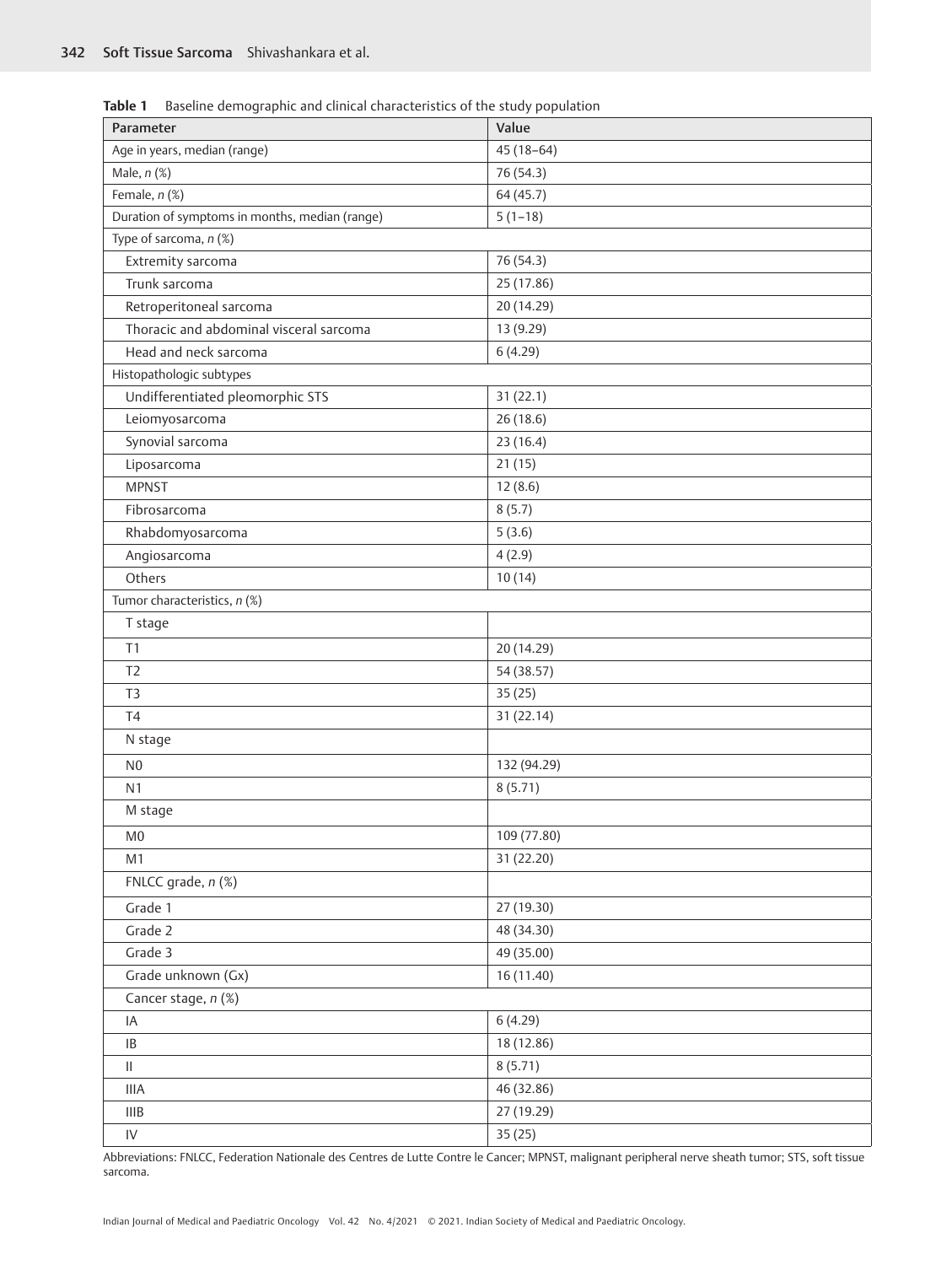**Table 1** Baseline demographic and clinical characteristics of the study population

| Parameter | Value |
|---|---|
| Age in years, median (range) | 45 (18–64) |
| Male, *n* (%) | 76 (54.3) |
| Female, *n* (%) | 64 (45.7) |
| Duration of symptoms in months, median (range) | 5 (1–18) |
| Type of sarcoma, *n* (%) | |
| Extremity sarcoma | 76 (54.3) |
| Trunk sarcoma | 25 (17.86) |
| Retroperitoneal sarcoma | 20 (14.29) |
| Thoracic and abdominal visceral sarcoma | 13 (9.29) |
| Head and neck sarcoma | 6 (4.29) |
| Histopathologic subtypes | |
| Undifferentiated pleomorphic STS | 31 (22.1) |
| Leiomyosarcoma | 26 (18.6) |
| Synovial sarcoma | 23 (16.4) |
| Liposarcoma | 21 (15) |
| MPNST | 12 (8.6) |
| Fibrosarcoma | 8 (5.7) |
| Rhabdomyosarcoma | 5 (3.6) |
| Angiosarcoma | 4 (2.9) |
| Others | 10 (14) |
| Tumor characteristics, *n* (%) | |
| T stage | |
| T1 | 20 (14.29) |
| T2 | 54 (38.57) |
| T3 | 35 (25) |
| T4 | 31 (22.14) |
| N stage | |
| N0 | 132 (94.29) |
| N1 | 8 (5.71) |
| M stage | |
| M0 | 109 (77.80) |
| M1 | 31 (22.20) |
| FNLCC grade, *n* (%) | |
| Grade 1 | 27 (19.30) |
| Grade 2 | 48 (34.30) |
| Grade 3 | 49 (35.00) |
| Grade unknown (Gx) | 16 (11.40) |
| Cancer stage, *n* (%) | |
| IA | 6 (4.29) |
| IB | 18 (12.86) |
| II | 8 (5.71) |
| IIIA | 46 (32.86) |
| IIIB | 27 (19.29) |
| IV | 35 (25) |

Abbreviations: FNLCC, Federation Nationale des Centres de Lutte Contre le Cancer; MPNST, malignant peripheral nerve sheath tumor; STS, soft tissue sarcoma.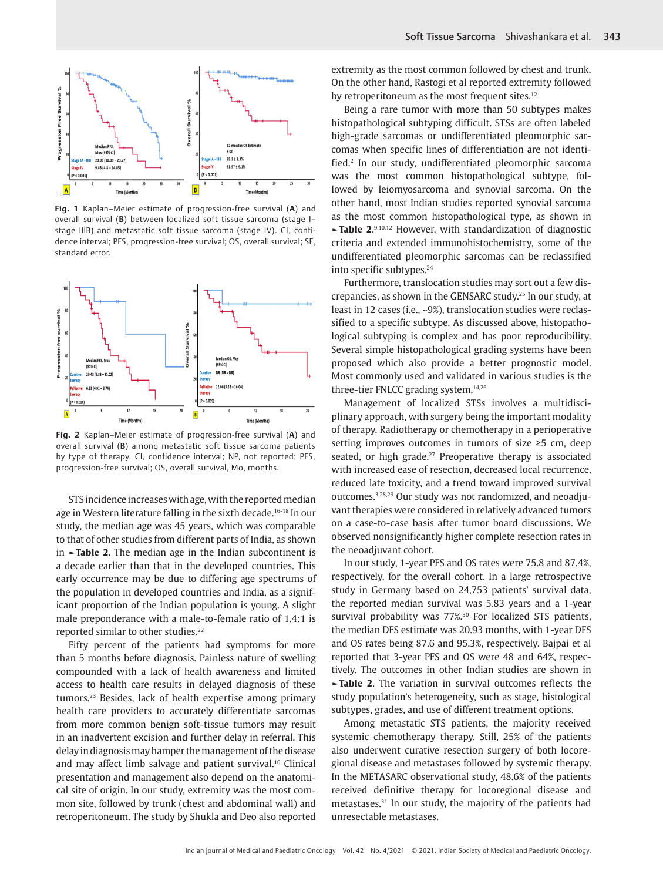**Fig. 1** Kaplan–Meier estimate of progression-free survival (**A**) and overall survival (**B**) between localized soft tissue sarcoma (stage I–stage IIIB) and metastatic soft tissue sarcoma (stage IV). CI, confidence interval; PFS, progression-free survival; OS, overall survival; SE, standard error.

**Fig. 2** Kaplan–Meier estimate of progression-free survival (**A**) and overall survival (**B**) among metastatic soft tissue sarcoma patients by type of therapy. CI, confidence interval; NP, not reported; PFS, progression-free survival; OS, overall survival, Mo, months.

STS incidence increases with age, with the reported median age in Western literature falling in the sixth decade.[16–18] In our study, the median age was 45 years, which was comparable to that of other studies from different parts of India, as shown in ►**Table 2**. The median age in the Indian subcontinent is a decade earlier than that in the developed countries. This early occurrence may be due to differing age spectrums of the population in developed countries and India, as a significant proportion of the Indian population is young. A slight male preponderance with a male-to-female ratio of 1.4:1 is reported similar to other studies.[22]

Fifty percent of the patients had symptoms for more than 5 months before diagnosis. Painless nature of swelling compounded with a lack of health awareness and limited access to health care results in delayed diagnosis of these tumors.[23] Besides, lack of health expertise among primary health care providers to accurately differentiate sarcomas from more common benign soft-tissue tumors may result in an inadvertent excision and further delay in referral. This delay in diagnosis may hamper the management of the disease and may affect limb salvage and patient survival.[10] Clinical presentation and management also depend on the anatomical site of origin. In our study, extremity was the most common site, followed by trunk (chest and abdominal wall) and retroperitoneum. The study by Shukla and Deo also reported extremity as the most common followed by chest and trunk. On the other hand, Rastogi et al reported extremity followed by retroperitoneum as the most frequent sites.[12]

Being a rare tumor with more than 50 subtypes makes histopathological subtyping difficult. STSs are often labeled high-grade sarcomas or undifferentiated pleomorphic sarcomas when specific lines of differentiation are not identified.[2] In our study, undifferentiated pleomorphic sarcoma was the most common histopathological subtype, followed by leiomyosarcoma and synovial sarcoma. On the other hand, most Indian studies reported synovial sarcoma as the most common histopathological type, as shown in ►**Table 2**.[9,10,12] However, with standardization of diagnostic criteria and extended immunohistochemistry, some of the undifferentiated pleomorphic sarcomas can be reclassified into specific subtypes.[24]

Furthermore, translocation studies may sort out a few discrepancies, as shown in the GENSARC study.[25] In our study, at least in 12 cases (i.e., ~9%), translocation studies were reclassified to a specific subtype. As discussed above, histopathological subtyping is complex and has poor reproducibility. Several simple histopathological grading systems have been proposed which also provide a better prognostic model. Most commonly used and validated in various studies is the three-tier FNLCC grading system.[14,26]

Management of localized STSs involves a multidisciplinary approach, with surgery being the important modality of therapy. Radiotherapy or chemotherapy in a perioperative setting improves outcomes in tumors of size ≥5 cm, deep seated, or high grade.[27] Preoperative therapy is associated with increased ease of resection, decreased local recurrence, reduced late toxicity, and a trend toward improved survival outcomes.[3,28,29] Our study was not randomized, and neoadjuvant therapies were considered in relatively advanced tumors on a case-to-case basis after tumor board discussions. We observed nonsignificantly higher complete resection rates in the neoadjuvant cohort.

In our study, 1-year PFS and OS rates were 75.8 and 87.4%, respectively, for the overall cohort. In a large retrospective study in Germany based on 24,753 patients' survival data, the reported median survival was 5.83 years and a 1-year survival probability was 77%.[30] For localized STS patients, the median DFS estimate was 20.93 months, with 1-year DFS and OS rates being 87.6 and 95.3%, respectively. Bajpai et al reported that 3-year PFS and OS were 48 and 64%, respectively. The outcomes in other Indian studies are shown in ►**Table 2**. The variation in survival outcomes reflects the study population's heterogeneity, such as stage, histological subtypes, grades, and use of different treatment options.

Among metastatic STS patients, the majority received systemic chemotherapy therapy. Still, 25% of the patients also underwent curative resection surgery of both locoregional disease and metastases followed by systemic therapy. In the METASARC observational study, 48.6% of the patients received definitive therapy for locoregional disease and metastases.[31] In our study, the majority of the patients had unresectable metastases.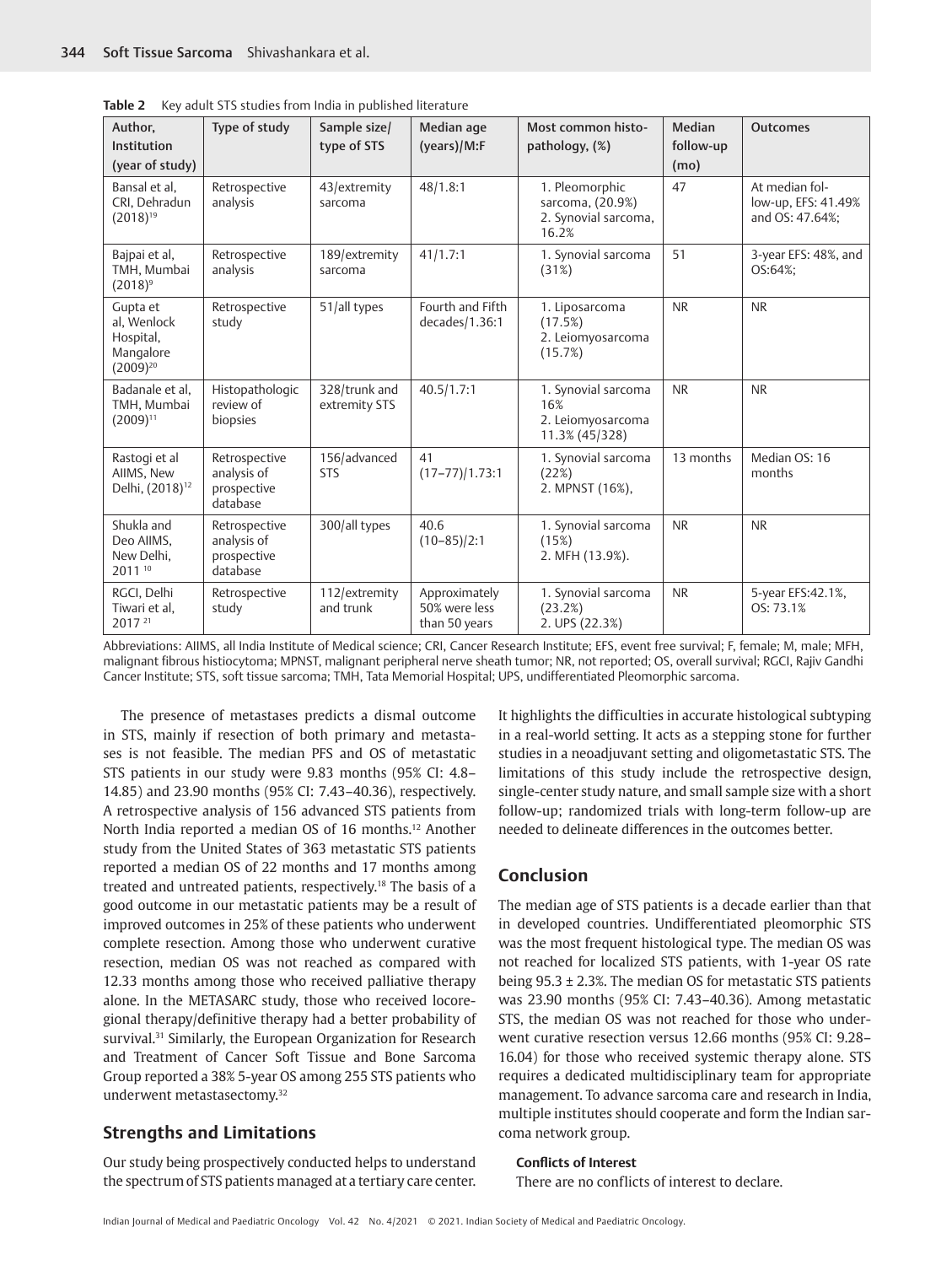**Table 2** Key adult STS studies from India in published literature

| Author, Institution (year of study) | Type of study | Sample size/ type of STS | Median age (years)/M:F | Most common histopathology, (%) | Median follow-up (mo) | Outcomes |
|---|---|---|---|---|---|---|
| Bansal et al, CRI, Dehradun (2018)[19] | Retrospective analysis | 43/extremity sarcoma | 48/1.8:1 | 1. Pleomorphic sarcoma, (20.9%) 2. Synovial sarcoma, 16.2% | 47 | At median follow-up, EFS: 41.49% and OS: 47.64%; |
| Bajpai et al, TMH, Mumbai (2018)[9] | Retrospective analysis | 189/extremity sarcoma | 41/1.7:1 | 1. Synovial sarcoma (31%) | 51 | 3-year EFS: 48%, and OS:64%; |
| Gupta et al, Wenlock Hospital, Mangalore (2009)[20] | Retrospective study | 51/all types | Fourth and Fifth decades/1.36:1 | 1. Liposarcoma (17.5%) 2. Leiomyosarcoma (15.7%) | NR | NR |
| Badanale et al, TMH, Mumbai (2009)[11] | Histopathologic review of biopsies | 328/trunk and extremity STS | 40.5/1.7:1 | 1. Synovial sarcoma 16% 2. Leiomyosarcoma 11.3% (45/328) | NR | NR |
| Rastogi et al AIIMS, New Delhi, (2018)[12] | Retrospective analysis of prospective database | 156/advanced STS | 41 (17–77)/1.73:1 | 1. Synovial sarcoma (22%) 2. MPNST (16%), | 13 months | Median OS: 16 months |
| Shukla and Deo AIIMS, New Delhi, 2011[10] | Retrospective analysis of prospective database | 300/all types | 40.6 (10–85)/2:1 | 1. Synovial sarcoma (15%) 2. MFH (13.9%). | NR | NR |
| RGCI, Delhi Tiwari et al, 2017[21] | Retrospective study | 112/extremity and trunk | Approximately 50% were less than 50 years | 1. Synovial sarcoma (23.2%) 2. UPS (22.3%) | NR | 5-year EFS:42.1%, OS: 73.1% |

Abbreviations: AIIMS, all India Institute of Medical science; CRI, Cancer Research Institute; EFS, event free survival; F, female; M, male; MFH, malignant fibrous histiocytoma; MPNST, malignant peripheral nerve sheath tumor; NR, not reported; OS, overall survival; RGCI, Rajiv Gandhi Cancer Institute; STS, soft tissue sarcoma; TMH, Tata Memorial Hospital; UPS, undifferentiated Pleomorphic sarcoma.

The presence of metastases predicts a dismal outcome in STS, mainly if resection of both primary and metastases is not feasible. The median PFS and OS of metastatic STS patients in our study were 9.83 months (95% CI: 4.8–14.85) and 23.90 months (95% CI: 7.43–40.36), respectively. A retrospective analysis of 156 advanced STS patients from North India reported a median OS of 16 months.[12] Another study from the United States of 363 metastatic STS patients reported a median OS of 22 months and 17 months among treated and untreated patients, respectively.[18] The basis of a good outcome in our metastatic patients may be a result of improved outcomes in 25% of these patients who underwent complete resection. Among those who underwent curative resection, median OS was not reached as compared with 12.33 months among those who received palliative therapy alone. In the METASARC study, those who received locoregional therapy/definitive therapy had a better probability of survival.[31] Similarly, the European Organization for Research and Treatment of Cancer Soft Tissue and Bone Sarcoma Group reported a 38% 5-year OS among 255 STS patients who underwent metastasectomy.[32]

## Strengths and Limitations

Our study being prospectively conducted helps to understand the spectrum of STS patients managed at a tertiary care center. It highlights the difficulties in accurate histological subtyping in a real-world setting. It acts as a stepping stone for further studies in a neoadjuvant setting and oligometastatic STS. The limitations of this study include the retrospective design, single-center study nature, and small sample size with a short follow-up; randomized trials with long-term follow-up are needed to delineate differences in the outcomes better.

## Conclusion

The median age of STS patients is a decade earlier than that in developed countries. Undifferentiated pleomorphic STS was the most frequent histological type. The median OS was not reached for localized STS patients, with 1-year OS rate being 95.3 ± 2.3%. The median OS for metastatic STS patients was 23.90 months (95% CI: 7.43–40.36). Among metastatic STS, the median OS was not reached for those who underwent curative resection versus 12.66 months (95% CI: 9.28–16.04) for those who received systemic therapy alone. STS requires a dedicated multidisciplinary team for appropriate management. To advance sarcoma care and research in India, multiple institutes should cooperate and form the Indian sarcoma network group.

**Conflicts of Interest**

There are no conflicts of interest to declare.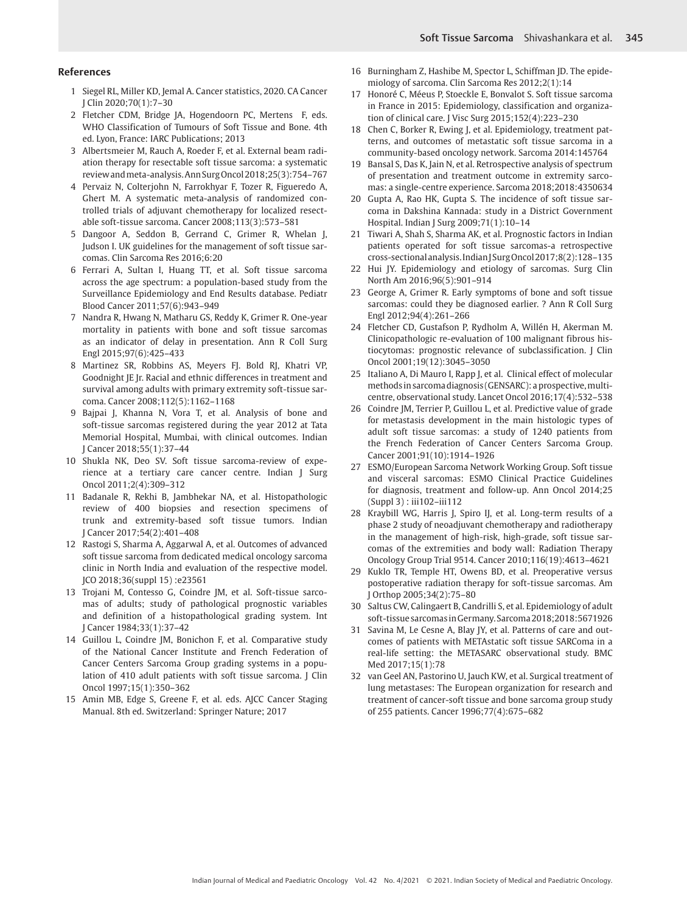## References

1. Siegel RL, Miller KD, Jemal A. Cancer statistics, 2020. CA Cancer J Clin 2020;70(1):7–30
2. Fletcher CDM, Bridge JA, Hogendoorn PC, Mertens F, eds. WHO Classification of Tumours of Soft Tissue and Bone. 4th ed. Lyon, France: IARC Publications; 2013
3. Albertsmeier M, Rauch A, Roeder F, et al. External beam radiation therapy for resectable soft tissue sarcoma: a systematic review and meta-analysis. Ann Surg Oncol 2018;25(3):754–767
4. Pervaiz N, Colterjohn N, Farrokhyar F, Tozer R, Figueredo A, Ghert M. A systematic meta-analysis of randomized controlled trials of adjuvant chemotherapy for localized resectable soft-tissue sarcoma. Cancer 2008;113(3):573–581
5. Dangoor A, Seddon B, Gerrand C, Grimer R, Whelan J, Judson I. UK guidelines for the management of soft tissue sarcomas. Clin Sarcoma Res 2016;6:20
6. Ferrari A, Sultan I, Huang TT, et al. Soft tissue sarcoma across the age spectrum: a population-based study from the Surveillance Epidemiology and End Results database. Pediatr Blood Cancer 2011;57(6):943–949
7. Nandra R, Hwang N, Matharu GS, Reddy K, Grimer R. One-year mortality in patients with bone and soft tissue sarcomas as an indicator of delay in presentation. Ann R Coll Surg Engl 2015;97(6):425–433
8. Martinez SR, Robbins AS, Meyers FJ. Bold RJ, Khatri VP, Goodnight JE Jr. Racial and ethnic differences in treatment and survival among adults with primary extremity soft-tissue sarcoma. Cancer 2008;112(5):1162–1168
9. Bajpai J, Khanna N, Vora T, et al. Analysis of bone and soft-tissue sarcomas registered during the year 2012 at Tata Memorial Hospital, Mumbai, with clinical outcomes. Indian J Cancer 2018;55(1):37–44
10. Shukla NK, Deo SV. Soft tissue sarcoma-review of experience at a tertiary care cancer centre. Indian J Surg Oncol 2011;2(4):309–312
11. Badanale R, Rekhi B, Jambhekar NA, et al. Histopathologic review of 400 biopsies and resection specimens of trunk and extremity-based soft tissue tumors. Indian J Cancer 2017;54(2):401–408
12. Rastogi S, Sharma A, Aggarwal A, et al. Outcomes of advanced soft tissue sarcoma from dedicated medical oncology sarcoma clinic in North India and evaluation of the respective model. JCO 2018;36(suppl 15) :e23561
13. Trojani M, Contesso G, Coindre JM, et al. Soft-tissue sarcomas of adults; study of pathological prognostic variables and definition of a histopathological grading system. Int J Cancer 1984;33(1):37–42
14. Guillou L, Coindre JM, Bonichon F, et al. Comparative study of the National Cancer Institute and French Federation of Cancer Centers Sarcoma Group grading systems in a population of 410 adult patients with soft tissue sarcoma. J Clin Oncol 1997;15(1):350–362
15. Amin MB, Edge S, Greene F, et al. eds. AJCC Cancer Staging Manual. 8th ed. Switzerland: Springer Nature; 2017
16. Burningham Z, Hashibe M, Spector L, Schiffman JD. The epidemiology of sarcoma. Clin Sarcoma Res 2012;2(1):14
17. Honoré C, Méeus P, Stoeckle E, Bonvalot S. Soft tissue sarcoma in France in 2015: Epidemiology, classification and organization of clinical care. J Visc Surg 2015;152(4):223–230
18. Chen C, Borker R, Ewing J, et al. Epidemiology, treatment patterns, and outcomes of metastatic soft tissue sarcoma in a community-based oncology network. Sarcoma 2014:145764
19. Bansal S, Das K, Jain N, et al. Retrospective analysis of spectrum of presentation and treatment outcome in extremity sarcomas: a single-centre experience. Sarcoma 2018;2018:4350634
20. Gupta A, Rao HK, Gupta S. The incidence of soft tissue sarcoma in Dakshina Kannada: study in a District Government Hospital. Indian J Surg 2009;71(1):10–14
21. Tiwari A, Shah S, Sharma AK, et al. Prognostic factors in Indian patients operated for soft tissue sarcomas-a retrospective cross-sectional analysis. Indian J Surg Oncol 2017;8(2):128–135
22. Hui JY. Epidemiology and etiology of sarcomas. Surg Clin North Am 2016;96(5):901–914
23. George A, Grimer R. Early symptoms of bone and soft tissue sarcomas: could they be diagnosed earlier. ? Ann R Coll Surg Engl 2012;94(4):261–266
24. Fletcher CD, Gustafson P, Rydholm A, Willén H, Akerman M. Clinicopathologic re-evaluation of 100 malignant fibrous histiocytomas: prognostic relevance of subclassification. J Clin Oncol 2001;19(12):3045–3050
25. Italiano A, Di Mauro I, Rapp J, et al. Clinical effect of molecular methods in sarcoma diagnosis (GENSARC): a prospective, multicentre, observational study. Lancet Oncol 2016;17(4):532–538
26. Coindre JM, Terrier P, Guillou L, et al. Predictive value of grade for metastasis development in the main histologic types of adult soft tissue sarcomas: a study of 1240 patients from the French Federation of Cancer Centers Sarcoma Group. Cancer 2001;91(10):1914–1926
27. ESMO/European Sarcoma Network Working Group. Soft tissue and visceral sarcomas: ESMO Clinical Practice Guidelines for diagnosis, treatment and follow-up. Ann Oncol 2014;25 (Suppl 3) : iii102–iii112
28. Kraybill WG, Harris J, Spiro IJ, et al. Long-term results of a phase 2 study of neoadjuvant chemotherapy and radiotherapy in the management of high-risk, high-grade, soft tissue sarcomas of the extremities and body wall: Radiation Therapy Oncology Group Trial 9514. Cancer 2010;116(19):4613–4621
29. Kuklo TR, Temple HT, Owens BD, et al. Preoperative versus postoperative radiation therapy for soft-tissue sarcomas. Am J Orthop 2005;34(2):75–80
30. Saltus CW, Calingaert B, Candrilli S, et al. Epidemiology of adult soft-tissue sarcomas in Germany. Sarcoma 2018;2018:5671926
31. Savina M, Le Cesne A, Blay JY, et al. Patterns of care and outcomes of patients with METAstatic soft tissue SARComa in a real-life setting: the METASARC observational study. BMC Med 2017;15(1):78
32. van Geel AN, Pastorino U, Jauch KW, et al. Surgical treatment of lung metastases: The European organization for research and treatment of cancer-soft tissue and bone sarcoma group study of 255 patients. Cancer 1996;77(4):675–682